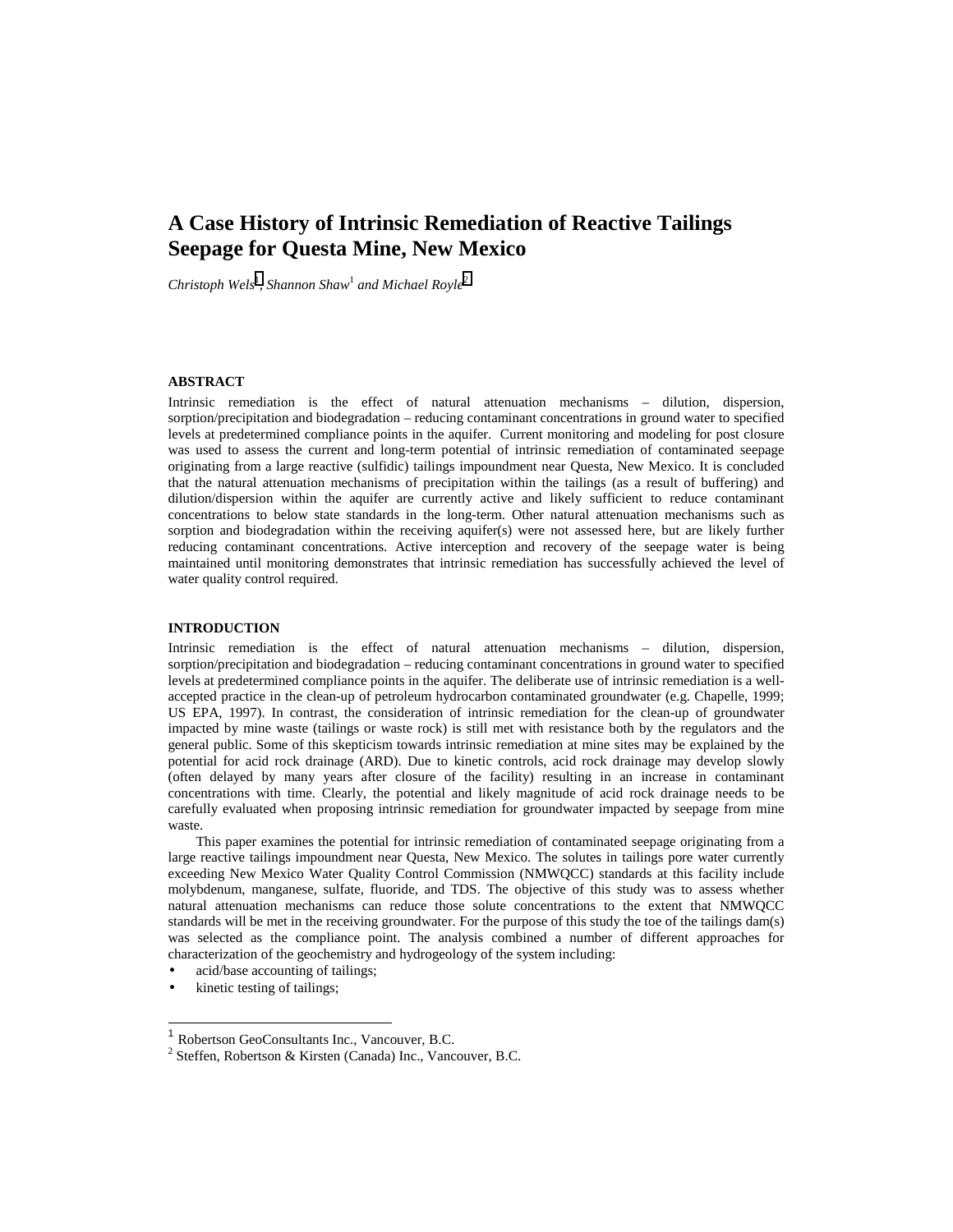# A Case History of Intrinsic Remediation of Reactive Tailings Seepage for Questa Mine, New Mexico

*Christoph Wels*[1]*, Shannon Shaw*[1] *and Michael Royle*[2]

## ABSTRACT

Intrinsic remediation is the effect of natural attenuation mechanisms – dilution, dispersion, sorption/precipitation and biodegradation – reducing contaminant concentrations in ground water to specified levels at predetermined compliance points in the aquifer. Current monitoring and modeling for post closure was used to assess the current and long-term potential of intrinsic remediation of contaminated seepage originating from a large reactive (sulfidic) tailings impoundment near Questa, New Mexico. It is concluded that the natural attenuation mechanisms of precipitation within the tailings (as a result of buffering) and dilution/dispersion within the aquifer are currently active and likely sufficient to reduce contaminant concentrations to below state standards in the long-term. Other natural attenuation mechanisms such as sorption and biodegradation within the receiving aquifer(s) were not assessed here, but are likely further reducing contaminant concentrations. Active interception and recovery of the seepage water is being maintained until monitoring demonstrates that intrinsic remediation has successfully achieved the level of water quality control required.

## INTRODUCTION

Intrinsic remediation is the effect of natural attenuation mechanisms – dilution, dispersion, sorption/precipitation and biodegradation – reducing contaminant concentrations in ground water to specified levels at predetermined compliance points in the aquifer. The deliberate use of intrinsic remediation is a well-accepted practice in the clean-up of petroleum hydrocarbon contaminated groundwater (e.g. Chapelle, 1999; US EPA, 1997). In contrast, the consideration of intrinsic remediation for the clean-up of groundwater impacted by mine waste (tailings or waste rock) is still met with resistance both by the regulators and the general public. Some of this skepticism towards intrinsic remediation at mine sites may be explained by the potential for acid rock drainage (ARD). Due to kinetic controls, acid rock drainage may develop slowly (often delayed by many years after closure of the facility) resulting in an increase in contaminant concentrations with time. Clearly, the potential and likely magnitude of acid rock drainage needs to be carefully evaluated when proposing intrinsic remediation for groundwater impacted by seepage from mine waste.

This paper examines the potential for intrinsic remediation of contaminated seepage originating from a large reactive tailings impoundment near Questa, New Mexico. The solutes in tailings pore water currently exceeding New Mexico Water Quality Control Commission (NMWQCC) standards at this facility include molybdenum, manganese, sulfate, fluoride, and TDS. The objective of this study was to assess whether natural attenuation mechanisms can reduce those solute concentrations to the extent that NMWQCC standards will be met in the receiving groundwater. For the purpose of this study the toe of the tailings dam(s) was selected as the compliance point. The analysis combined a number of different approaches for characterization of the geochemistry and hydrogeology of the system including:

- acid/base accounting of tailings;
- kinetic testing of tailings;

[1] Robertson GeoConsultants Inc., Vancouver, B.C.
[2] Steffen, Robertson & Kirsten (Canada) Inc., Vancouver, B.C.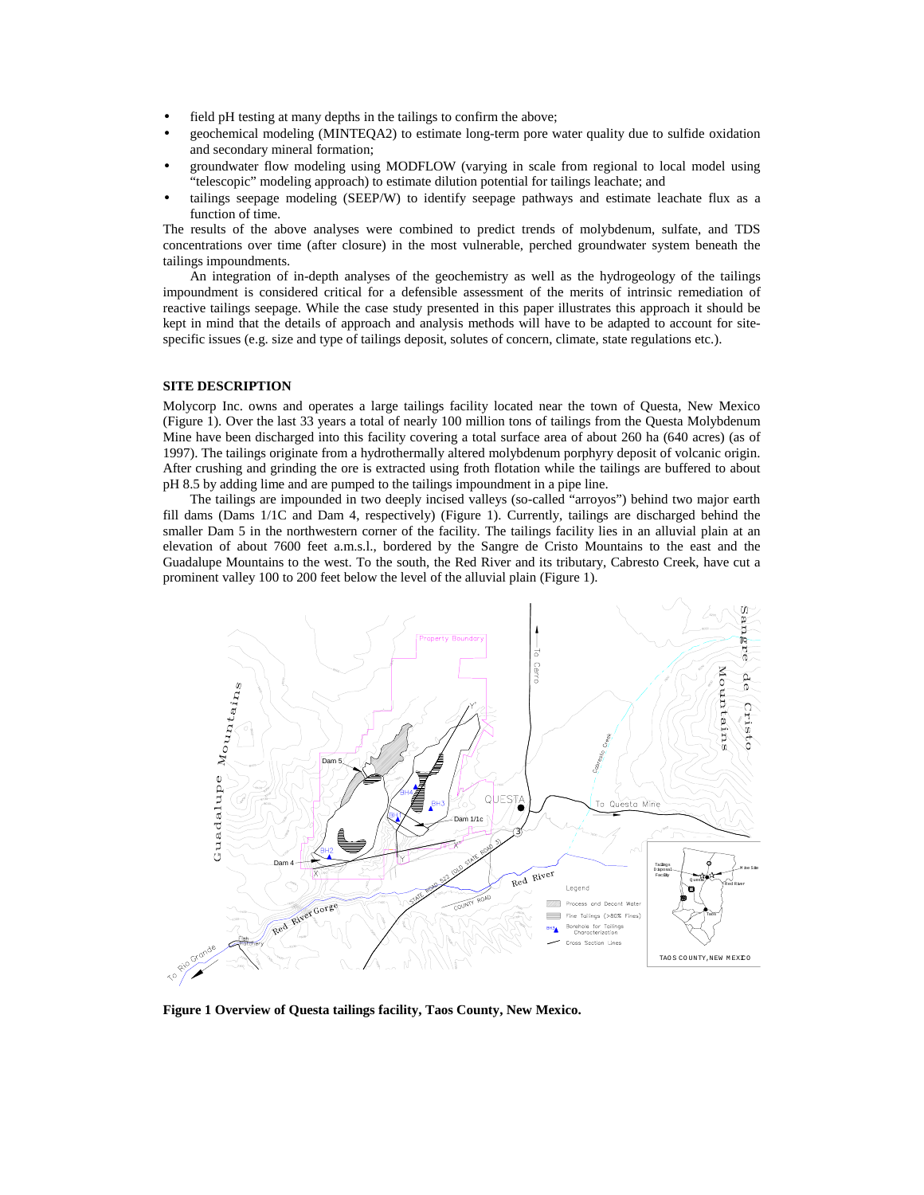- field pH testing at many depths in the tailings to confirm the above;
- geochemical modeling (MINTEQA2) to estimate long-term pore water quality due to sulfide oxidation and secondary mineral formation;
- groundwater flow modeling using MODFLOW (varying in scale from regional to local model using "telescopic" modeling approach) to estimate dilution potential for tailings leachate; and
- tailings seepage modeling (SEEP/W) to identify seepage pathways and estimate leachate flux as a function of time.

The results of the above analyses were combined to predict trends of molybdenum, sulfate, and TDS concentrations over time (after closure) in the most vulnerable, perched groundwater system beneath the tailings impoundments.

An integration of in-depth analyses of the geochemistry as well as the hydrogeology of the tailings impoundment is considered critical for a defensible assessment of the merits of intrinsic remediation of reactive tailings seepage. While the case study presented in this paper illustrates this approach it should be kept in mind that the details of approach and analysis methods will have to be adapted to account for site-specific issues (e.g. size and type of tailings deposit, solutes of concern, climate, state regulations etc.).

## SITE DESCRIPTION

Molycorp Inc. owns and operates a large tailings facility located near the town of Questa, New Mexico (Figure 1). Over the last 33 years a total of nearly 100 million tons of tailings from the Questa Molybdenum Mine have been discharged into this facility covering a total surface area of about 260 ha (640 acres) (as of 1997). The tailings originate from a hydrothermally altered molybdenum porphyry deposit of volcanic origin. After crushing and grinding the ore is extracted using froth flotation while the tailings are buffered to about pH 8.5 by adding lime and are pumped to the tailings impoundment in a pipe line.

The tailings are impounded in two deeply incised valleys (so-called "arroyos") behind two major earth fill dams (Dams 1/1C and Dam 4, respectively) (Figure 1). Currently, tailings are discharged behind the smaller Dam 5 in the northwestern corner of the facility. The tailings facility lies in an alluvial plain at an elevation of about 7600 feet a.m.s.l., bordered by the Sangre de Cristo Mountains to the east and the Guadalupe Mountains to the west. To the south, the Red River and its tributary, Cabresto Creek, have cut a prominent valley 100 to 200 feet below the level of the alluvial plain (Figure 1).

**Figure 1 Overview of Questa tailings facility, Taos County, New Mexico.**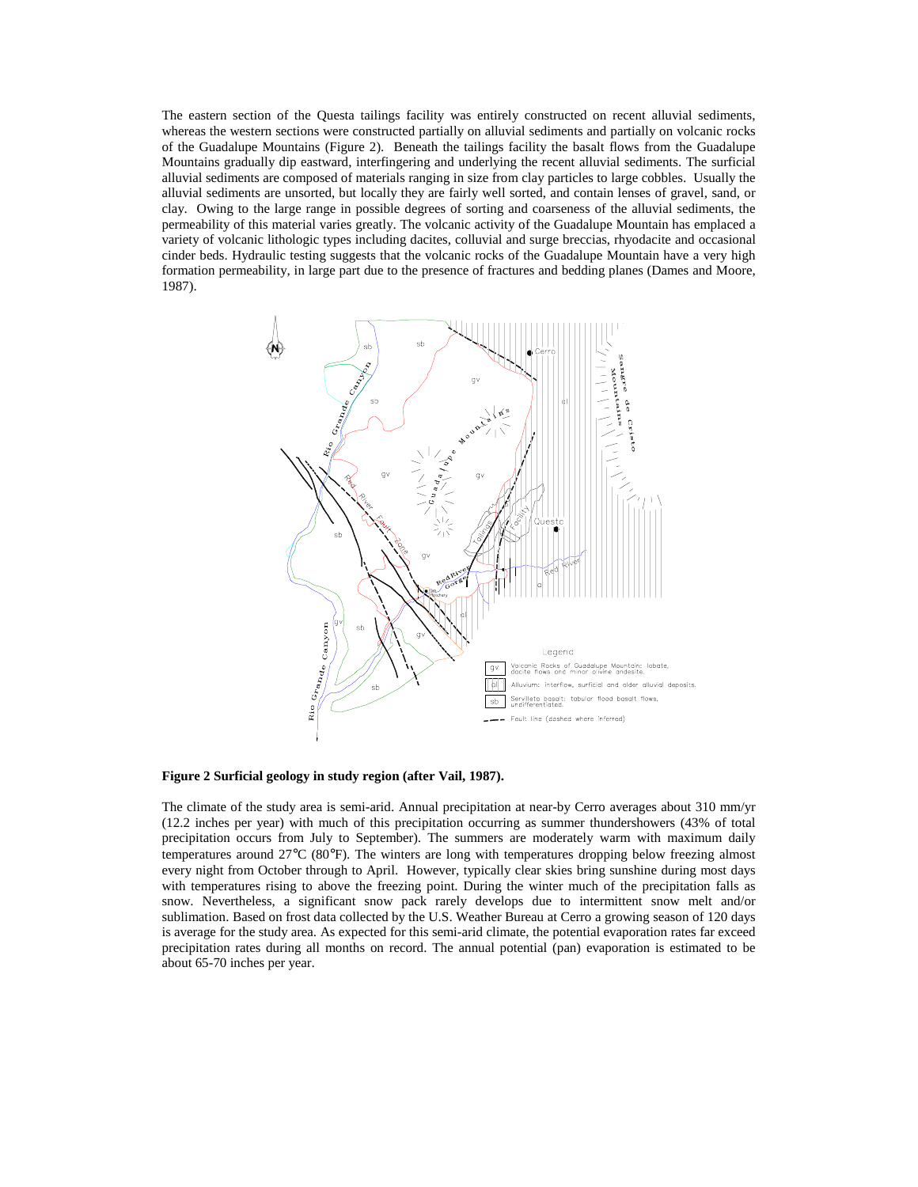The eastern section of the Questa tailings facility was entirely constructed on recent alluvial sediments, whereas the western sections were constructed partially on alluvial sediments and partially on volcanic rocks of the Guadalupe Mountains (Figure 2). Beneath the tailings facility the basalt flows from the Guadalupe Mountains gradually dip eastward, interfingering and underlying the recent alluvial sediments. The surficial alluvial sediments are composed of materials ranging in size from clay particles to large cobbles. Usually the alluvial sediments are unsorted, but locally they are fairly well sorted, and contain lenses of gravel, sand, or clay. Owing to the large range in possible degrees of sorting and coarseness of the alluvial sediments, the permeability of this material varies greatly. The volcanic activity of the Guadalupe Mountain has emplaced a variety of volcanic lithologic types including dacites, colluvial and surge breccias, rhyodacite and occasional cinder beds. Hydraulic testing suggests that the volcanic rocks of the Guadalupe Mountain have a very high formation permeability, in large part due to the presence of fractures and bedding planes (Dames and Moore, 1987).

**Figure 2 Surficial geology in study region (after Vail, 1987).**

The climate of the study area is semi-arid. Annual precipitation at near-by Cerro averages about 310 mm/yr (12.2 inches per year) with much of this precipitation occurring as summer thundershowers (43% of total precipitation occurs from July to September). The summers are moderately warm with maximum daily temperatures around 27°C (80°F). The winters are long with temperatures dropping below freezing almost every night from October through to April. However, typically clear skies bring sunshine during most days with temperatures rising to above the freezing point. During the winter much of the precipitation falls as snow. Nevertheless, a significant snow pack rarely develops due to intermittent snow melt and/or sublimation. Based on frost data collected by the U.S. Weather Bureau at Cerro a growing season of 120 days is average for the study area. As expected for this semi-arid climate, the potential evaporation rates far exceed precipitation rates during all months on record. The annual potential (pan) evaporation is estimated to be about 65-70 inches per year.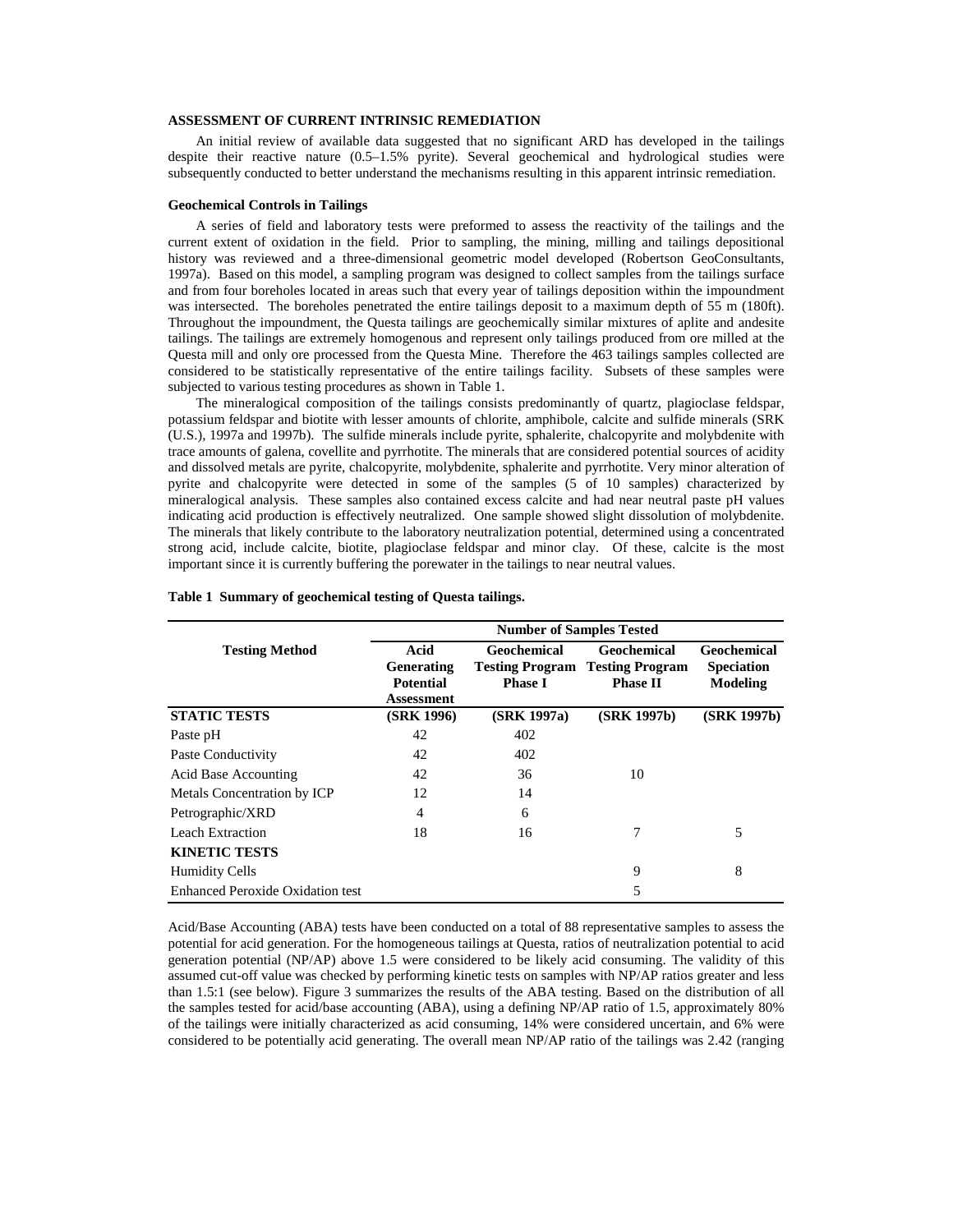## ASSESSMENT OF CURRENT INTRINSIC REMEDIATION

An initial review of available data suggested that no significant ARD has developed in the tailings despite their reactive nature (0.5–1.5% pyrite). Several geochemical and hydrological studies were subsequently conducted to better understand the mechanisms resulting in this apparent intrinsic remediation.

### Geochemical Controls in Tailings

A series of field and laboratory tests were preformed to assess the reactivity of the tailings and the current extent of oxidation in the field. Prior to sampling, the mining, milling and tailings depositional history was reviewed and a three-dimensional geometric model developed (Robertson GeoConsultants, 1997a). Based on this model, a sampling program was designed to collect samples from the tailings surface and from four boreholes located in areas such that every year of tailings deposition within the impoundment was intersected. The boreholes penetrated the entire tailings deposit to a maximum depth of 55 m (180ft). Throughout the impoundment, the Questa tailings are geochemically similar mixtures of aplite and andesite tailings. The tailings are extremely homogenous and represent only tailings produced from ore milled at the Questa mill and only ore processed from the Questa Mine. Therefore the 463 tailings samples collected are considered to be statistically representative of the entire tailings facility. Subsets of these samples were subjected to various testing procedures as shown in Table 1.

The mineralogical composition of the tailings consists predominantly of quartz, plagioclase feldspar, potassium feldspar and biotite with lesser amounts of chlorite, amphibole, calcite and sulfide minerals (SRK (U.S.), 1997a and 1997b). The sulfide minerals include pyrite, sphalerite, chalcopyrite and molybdenite with trace amounts of galena, covellite and pyrrhotite. The minerals that are considered potential sources of acidity and dissolved metals are pyrite, chalcopyrite, molybdenite, sphalerite and pyrrhotite. Very minor alteration of pyrite and chalcopyrite were detected in some of the samples (5 of 10 samples) characterized by mineralogical analysis. These samples also contained excess calcite and had near neutral paste pH values indicating acid production is effectively neutralized. One sample showed slight dissolution of molybdenite. The minerals that likely contribute to the laboratory neutralization potential, determined using a concentrated strong acid, include calcite, biotite, plagioclase feldspar and minor clay. Of these, calcite is the most important since it is currently buffering the porewater in the tailings to near neutral values.

**Table 1 Summary of geochemical testing of Questa tailings.**

| Testing Method | Number of Samples Tested | | | |
|---|---|---|---|---|
| | **Acid Generating Potential Assessment** | **Geochemical Testing Program Phase I** | **Geochemical Testing Program Phase II** | **Geochemical Speciation Modeling** |
| **STATIC TESTS** | **(SRK 1996)** | **(SRK 1997a)** | **(SRK 1997b)** | **(SRK 1997b)** |
| Paste pH | 42 | 402 | | |
| Paste Conductivity | 42 | 402 | | |
| Acid Base Accounting | 42 | 36 | 10 | |
| Metals Concentration by ICP | 12 | 14 | | |
| Petrographic/XRD | 4 | 6 | | |
| Leach Extraction | 18 | 16 | 7 | 5 |
| **KINETIC TESTS** | | | | |
| Humidity Cells | | | 9 | 8 |
| Enhanced Peroxide Oxidation test | | | 5 | |

Acid/Base Accounting (ABA) tests have been conducted on a total of 88 representative samples to assess the potential for acid generation. For the homogeneous tailings at Questa, ratios of neutralization potential to acid generation potential (NP/AP) above 1.5 were considered to be likely acid consuming. The validity of this assumed cut-off value was checked by performing kinetic tests on samples with NP/AP ratios greater and less than 1.5:1 (see below). Figure 3 summarizes the results of the ABA testing. Based on the distribution of all the samples tested for acid/base accounting (ABA), using a defining NP/AP ratio of 1.5, approximately 80% of the tailings were initially characterized as acid consuming, 14% were considered uncertain, and 6% were considered to be potentially acid generating. The overall mean NP/AP ratio of the tailings was 2.42 (ranging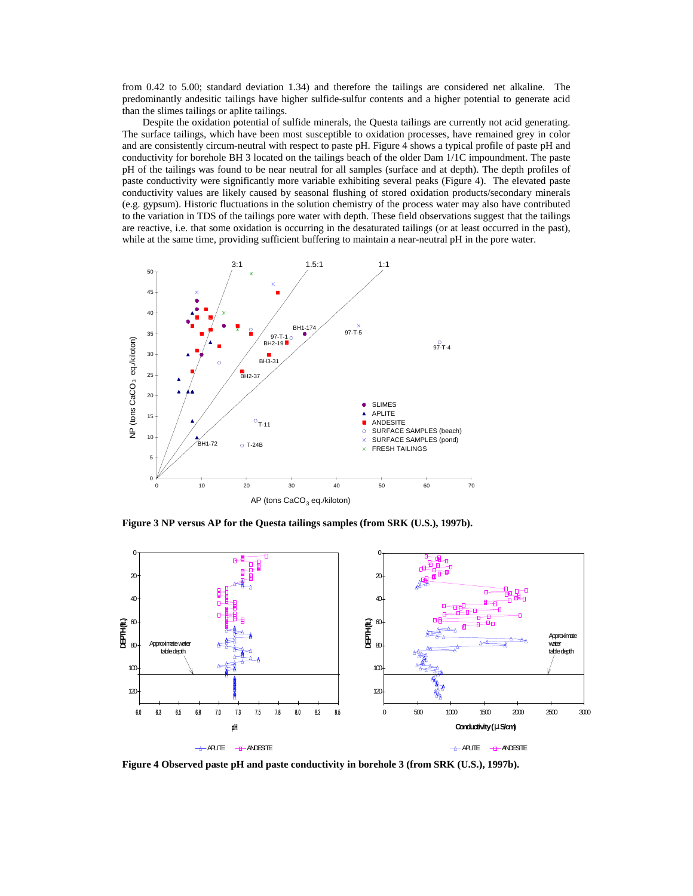from 0.42 to 5.00; standard deviation 1.34) and therefore the tailings are considered net alkaline. The predominantly andesitic tailings have higher sulfide-sulfur contents and a higher potential to generate acid than the slimes tailings or aplite tailings.

Despite the oxidation potential of sulfide minerals, the Questa tailings are currently not acid generating. The surface tailings, which have been most susceptible to oxidation processes, have remained grey in color and are consistently circum-neutral with respect to paste pH. Figure 4 shows a typical profile of paste pH and conductivity for borehole BH 3 located on the tailings beach of the older Dam 1/1C impoundment. The paste pH of the tailings was found to be near neutral for all samples (surface and at depth). The depth profiles of paste conductivity were significantly more variable exhibiting several peaks (Figure 4). The elevated paste conductivity values are likely caused by seasonal flushing of stored oxidation products/secondary minerals (e.g. gypsum). Historic fluctuations in the solution chemistry of the process water may also have contributed to the variation in TDS of the tailings pore water with depth. These field observations suggest that the tailings are reactive, i.e. that some oxidation is occurring in the desaturated tailings (or at least occurred in the past), while at the same time, providing sufficient buffering to maintain a near-neutral pH in the pore water.

**Figure 3 NP versus AP for the Questa tailings samples (from SRK (U.S.), 1997b).**

**Figure 4 Observed paste pH and paste conductivity in borehole 3 (from SRK (U.S.), 1997b).**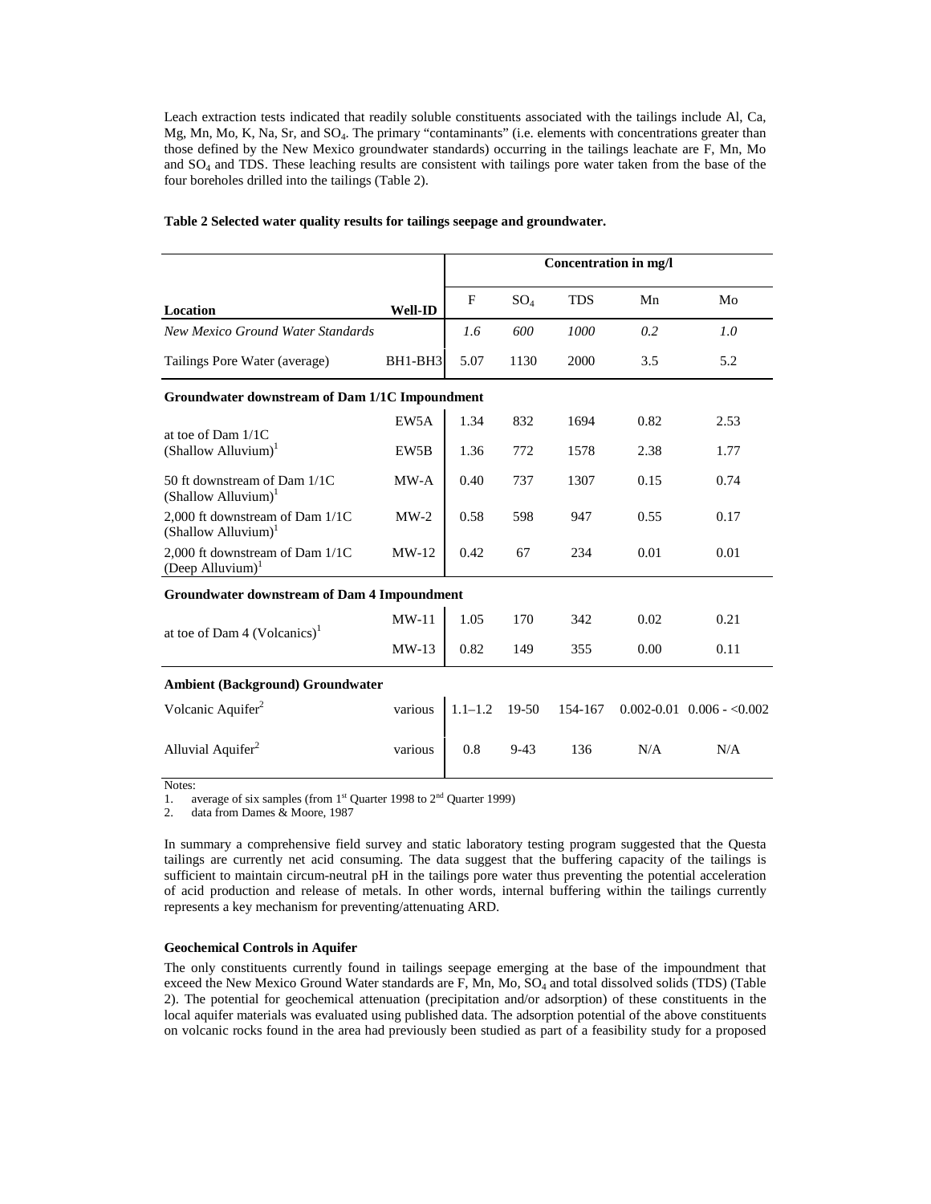Leach extraction tests indicated that readily soluble constituents associated with the tailings include Al, Ca, Mg, Mn, Mo, K, Na, Sr, and $SO_4$. The primary "contaminants" (i.e. elements with concentrations greater than those defined by the New Mexico groundwater standards) occurring in the tailings leachate are F, Mn, Mo and $SO_4$ and TDS. These leaching results are consistent with tailings pore water taken from the base of the four boreholes drilled into the tailings (Table 2).

**Table 2 Selected water quality results for tailings seepage and groundwater.**

| | | Concentration in mg/l | | | | |
|---|---|---|---|---|---|---|
| **Location** | **Well-ID** | F | $SO_4$ | TDS | Mn | Mo |
| *New Mexico Ground Water Standards* | | *1.6* | *600* | *1000* | *0.2* | *1.0* |
| Tailings Pore Water (average) | BH1-BH3 | 5.07 | 1130 | 2000 | 3.5 | 5.2 |
| **Groundwater downstream of Dam 1/1C Impoundment** | | | | | | |
| at toe of Dam 1/1C (Shallow Alluvium)[1] | EW5A | 1.34 | 832 | 1694 | 0.82 | 2.53 |
| | EW5B | 1.36 | 772 | 1578 | 2.38 | 1.77 |
| 50 ft downstream of Dam 1/1C (Shallow Alluvium)[1] | MW-A | 0.40 | 737 | 1307 | 0.15 | 0.74 |
| 2,000 ft downstream of Dam 1/1C (Shallow Alluvium)[1] | MW-2 | 0.58 | 598 | 947 | 0.55 | 0.17 |
| 2,000 ft downstream of Dam 1/1C (Deep Alluvium)[1] | MW-12 | 0.42 | 67 | 234 | 0.01 | 0.01 |
| **Groundwater downstream of Dam 4 Impoundment** | | | | | | |
| at toe of Dam 4 (Volcanics)[1] | MW-11 | 1.05 | 170 | 342 | 0.02 | 0.21 |
| | MW-13 | 0.82 | 149 | 355 | 0.00 | 0.11 |
| **Ambient (Background) Groundwater** | | | | | | |
| Volcanic Aquifer[2] | various | 1.1–1.2 | 19-50 | 154-167 | 0.002-0.01 | 0.006 - <0.002 |
| Alluvial Aquifer[2] | various | 0.8 | 9-43 | 136 | N/A | N/A |

Notes:
1. average of six samples (from 1st Quarter 1998 to 2nd Quarter 1999)
2. data from Dames & Moore, 1987

In summary a comprehensive field survey and static laboratory testing program suggested that the Questa tailings are currently net acid consuming. The data suggest that the buffering capacity of the tailings is sufficient to maintain circum-neutral pH in the tailings pore water thus preventing the potential acceleration of acid production and release of metals. In other words, internal buffering within the tailings currently represents a key mechanism for preventing/attenuating ARD.

#### Geochemical Controls in Aquifer

The only constituents currently found in tailings seepage emerging at the base of the impoundment that exceed the New Mexico Ground Water standards are F, Mn, Mo, $SO_4$ and total dissolved solids (TDS) (Table 2). The potential for geochemical attenuation (precipitation and/or adsorption) of these constituents in the local aquifer materials was evaluated using published data. The adsorption potential of the above constituents on volcanic rocks found in the area had previously been studied as part of a feasibility study for a proposed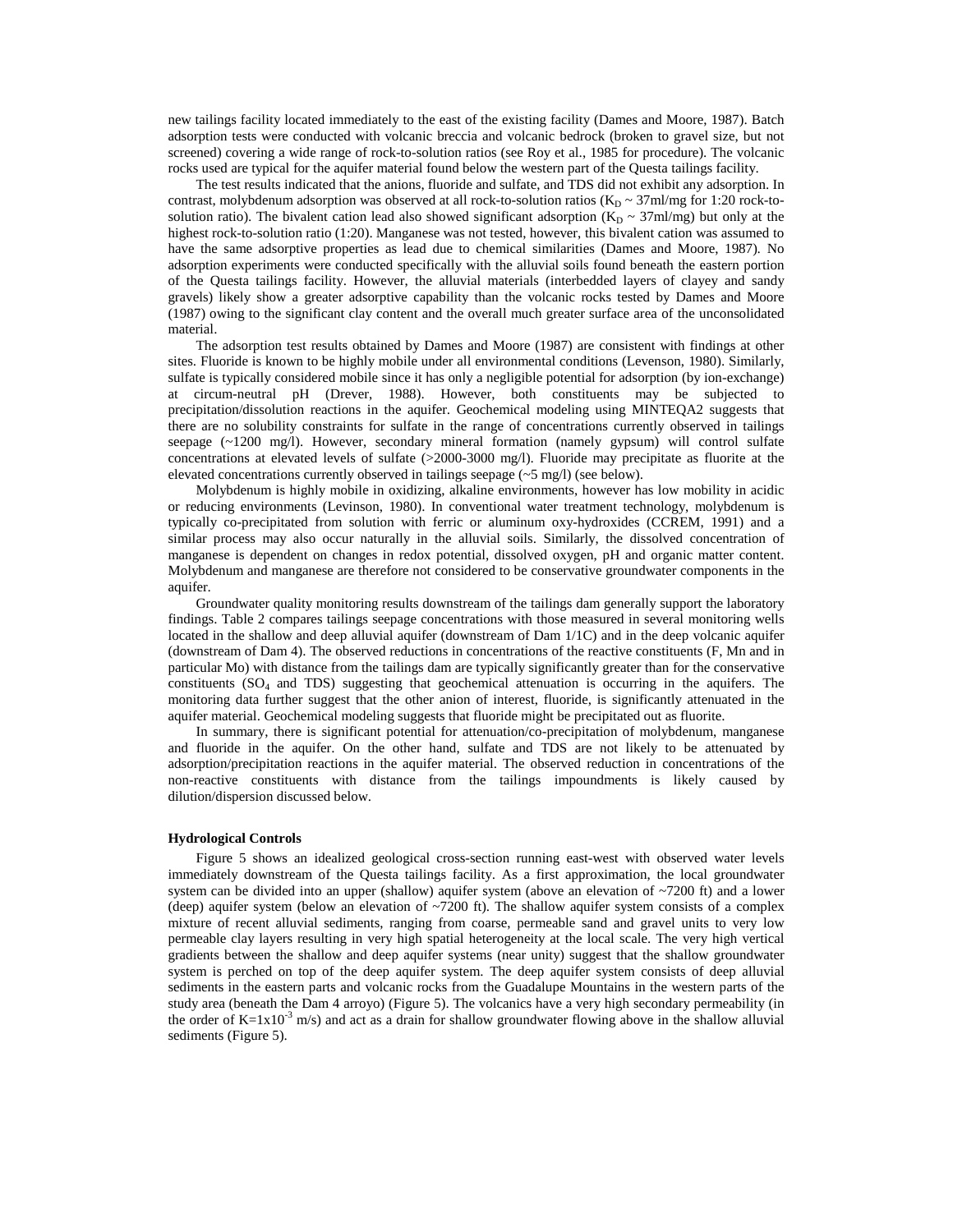new tailings facility located immediately to the east of the existing facility (Dames and Moore, 1987). Batch adsorption tests were conducted with volcanic breccia and volcanic bedrock (broken to gravel size, but not screened) covering a wide range of rock-to-solution ratios (see Roy et al., 1985 for procedure). The volcanic rocks used are typical for the aquifer material found below the western part of the Questa tailings facility.

The test results indicated that the anions, fluoride and sulfate, and TDS did not exhibit any adsorption. In contrast, molybdenum adsorption was observed at all rock-to-solution ratios ($K_D$ ~ 37ml/mg for 1:20 rock-to-solution ratio). The bivalent cation lead also showed significant adsorption ($K_D$ ~ 37ml/mg) but only at the highest rock-to-solution ratio (1:20). Manganese was not tested, however, this bivalent cation was assumed to have the same adsorptive properties as lead due to chemical similarities (Dames and Moore, 1987). No adsorption experiments were conducted specifically with the alluvial soils found beneath the eastern portion of the Questa tailings facility. However, the alluvial materials (interbedded layers of clayey and sandy gravels) likely show a greater adsorptive capability than the volcanic rocks tested by Dames and Moore (1987) owing to the significant clay content and the overall much greater surface area of the unconsolidated material.

The adsorption test results obtained by Dames and Moore (1987) are consistent with findings at other sites. Fluoride is known to be highly mobile under all environmental conditions (Levenson, 1980). Similarly, sulfate is typically considered mobile since it has only a negligible potential for adsorption (by ion-exchange) at circum-neutral pH (Drever, 1988). However, both constituents may be subjected to precipitation/dissolution reactions in the aquifer. Geochemical modeling using MINTEQA2 suggests that there are no solubility constraints for sulfate in the range of concentrations currently observed in tailings seepage (~1200 mg/l). However, secondary mineral formation (namely gypsum) will control sulfate concentrations at elevated levels of sulfate (>2000-3000 mg/l). Fluoride may precipitate as fluorite at the elevated concentrations currently observed in tailings seepage (~5 mg/l) (see below).

Molybdenum is highly mobile in oxidizing, alkaline environments, however has low mobility in acidic or reducing environments (Levinson, 1980). In conventional water treatment technology, molybdenum is typically co-precipitated from solution with ferric or aluminum oxy-hydroxides (CCREM, 1991) and a similar process may also occur naturally in the alluvial soils. Similarly, the dissolved concentration of manganese is dependent on changes in redox potential, dissolved oxygen, pH and organic matter content. Molybdenum and manganese are therefore not considered to be conservative groundwater components in the aquifer.

Groundwater quality monitoring results downstream of the tailings dam generally support the laboratory findings. Table 2 compares tailings seepage concentrations with those measured in several monitoring wells located in the shallow and deep alluvial aquifer (downstream of Dam 1/1C) and in the deep volcanic aquifer (downstream of Dam 4). The observed reductions in concentrations of the reactive constituents (F, Mn and in particular Mo) with distance from the tailings dam are typically significantly greater than for the conservative constituents ($SO_4$ and TDS) suggesting that geochemical attenuation is occurring in the aquifers. The monitoring data further suggest that the other anion of interest, fluoride, is significantly attenuated in the aquifer material. Geochemical modeling suggests that fluoride might be precipitated out as fluorite.

In summary, there is significant potential for attenuation/co-precipitation of molybdenum, manganese and fluoride in the aquifer. On the other hand, sulfate and TDS are not likely to be attenuated by adsorption/precipitation reactions in the aquifer material. The observed reduction in concentrations of the non-reactive constituents with distance from the tailings impoundments is likely caused by dilution/dispersion discussed below.

**Hydrological Controls**

Figure 5 shows an idealized geological cross-section running east-west with observed water levels immediately downstream of the Questa tailings facility. As a first approximation, the local groundwater system can be divided into an upper (shallow) aquifer system (above an elevation of ~7200 ft) and a lower (deep) aquifer system (below an elevation of ~7200 ft). The shallow aquifer system consists of a complex mixture of recent alluvial sediments, ranging from coarse, permeable sand and gravel units to very low permeable clay layers resulting in very high spatial heterogeneity at the local scale. The very high vertical gradients between the shallow and deep aquifer systems (near unity) suggest that the shallow groundwater system is perched on top of the deep aquifer system. The deep aquifer system consists of deep alluvial sediments in the eastern parts and volcanic rocks from the Guadalupe Mountains in the western parts of the study area (beneath the Dam 4 arroyo) (Figure 5). The volcanics have a very high secondary permeability (in the order of $K=1x10^{-3}$ m/s) and act as a drain for shallow groundwater flowing above in the shallow alluvial sediments (Figure 5).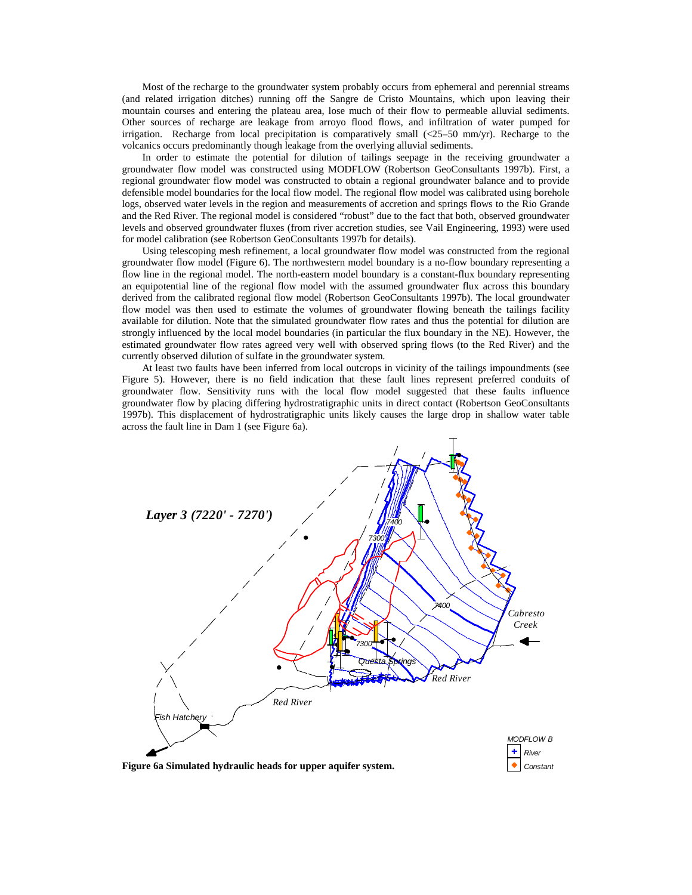Most of the recharge to the groundwater system probably occurs from ephemeral and perennial streams (and related irrigation ditches) running off the Sangre de Cristo Mountains, which upon leaving their mountain courses and entering the plateau area, lose much of their flow to permeable alluvial sediments. Other sources of recharge are leakage from arroyo flood flows, and infiltration of water pumped for irrigation. Recharge from local precipitation is comparatively small (<25–50 mm/yr). Recharge to the volcanics occurs predominantly though leakage from the overlying alluvial sediments.

In order to estimate the potential for dilution of tailings seepage in the receiving groundwater a groundwater flow model was constructed using MODFLOW (Robertson GeoConsultants 1997b). First, a regional groundwater flow model was constructed to obtain a regional groundwater balance and to provide defensible model boundaries for the local flow model. The regional flow model was calibrated using borehole logs, observed water levels in the region and measurements of accretion and springs flows to the Rio Grande and the Red River. The regional model is considered "robust" due to the fact that both, observed groundwater levels and observed groundwater fluxes (from river accretion studies, see Vail Engineering, 1993) were used for model calibration (see Robertson GeoConsultants 1997b for details).

Using telescoping mesh refinement, a local groundwater flow model was constructed from the regional groundwater flow model (Figure 6). The northwestern model boundary is a no-flow boundary representing a flow line in the regional model. The north-eastern model boundary is a constant-flux boundary representing an equipotential line of the regional flow model with the assumed groundwater flux across this boundary derived from the calibrated regional flow model (Robertson GeoConsultants 1997b). The local groundwater flow model was then used to estimate the volumes of groundwater flowing beneath the tailings facility available for dilution. Note that the simulated groundwater flow rates and thus the potential for dilution are strongly influenced by the local model boundaries (in particular the flux boundary in the NE). However, the estimated groundwater flow rates agreed very well with observed spring flows (to the Red River) and the currently observed dilution of sulfate in the groundwater system.

At least two faults have been inferred from local outcrops in vicinity of the tailings impoundments (see Figure 5). However, there is no field indication that these fault lines represent preferred conduits of groundwater flow. Sensitivity runs with the local flow model suggested that these faults influence groundwater flow by placing differing hydrostratigraphic units in direct contact (Robertson GeoConsultants 1997b). This displacement of hydrostratigraphic units likely causes the large drop in shallow water table across the fault line in Dam 1 (see Figure 6a).

*Layer 3 (7220' - 7270')*

7400, 7300, 7400, 7300

Cabresto Creek

Questa Springs

Red River

Red River

Fish Hatchery

MODFLOW B
River
Constant

**Figure 6a Simulated hydraulic heads for upper aquifer system.**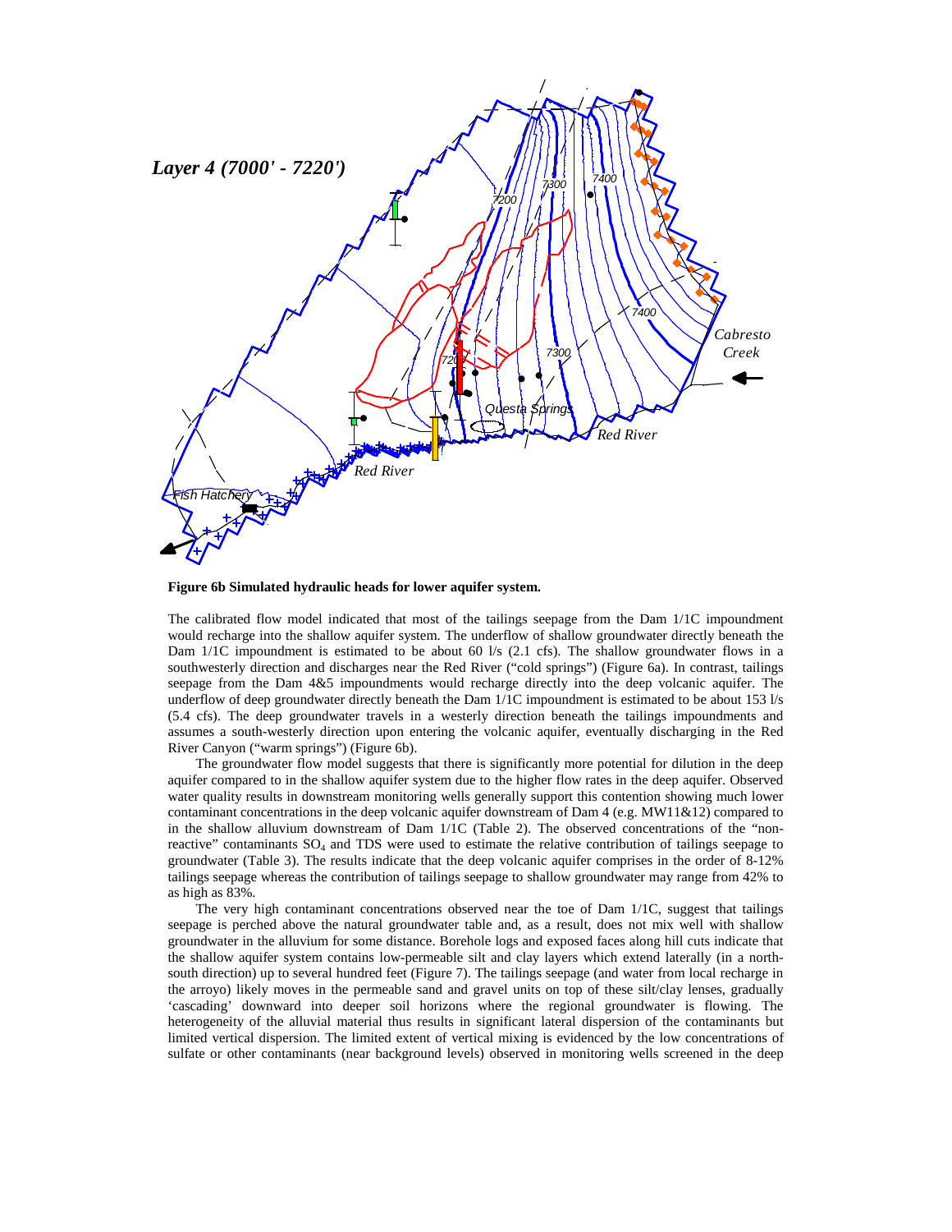Figure 6b Simulated hydraulic heads for lower aquifer system.

The calibrated flow model indicated that most of the tailings seepage from the Dam 1/1C impoundment would recharge into the shallow aquifer system. The underflow of shallow groundwater directly beneath the Dam 1/1C impoundment is estimated to be about 60 l/s (2.1 cfs). The shallow groundwater flows in a southwesterly direction and discharges near the Red River ("cold springs") (Figure 6a). In contrast, tailings seepage from the Dam 4&5 impoundments would recharge directly into the deep volcanic aquifer. The underflow of deep groundwater directly beneath the Dam 1/1C impoundment is estimated to be about 153 l/s (5.4 cfs). The deep groundwater travels in a westerly direction beneath the tailings impoundments and assumes a south-westerly direction upon entering the volcanic aquifer, eventually discharging in the Red River Canyon ("warm springs") (Figure 6b).

The groundwater flow model suggests that there is significantly more potential for dilution in the deep aquifer compared to in the shallow aquifer system due to the higher flow rates in the deep aquifer. Observed water quality results in downstream monitoring wells generally support this contention showing much lower contaminant concentrations in the deep volcanic aquifer downstream of Dam 4 (e.g. MW11&12) compared to in the shallow alluvium downstream of Dam 1/1C (Table 2). The observed concentrations of the "non-reactive" contaminants $SO_4$ and TDS were used to estimate the relative contribution of tailings seepage to groundwater (Table 3). The results indicate that the deep volcanic aquifer comprises in the order of 8-12% tailings seepage whereas the contribution of tailings seepage to shallow groundwater may range from 42% to as high as 83%.

The very high contaminant concentrations observed near the toe of Dam 1/1C, suggest that tailings seepage is perched above the natural groundwater table and, as a result, does not mix well with shallow groundwater in the alluvium for some distance. Borehole logs and exposed faces along hill cuts indicate that the shallow aquifer system contains low-permeable silt and clay layers which extend laterally (in a north-south direction) up to several hundred feet (Figure 7). The tailings seepage (and water from local recharge in the arroyo) likely moves in the permeable sand and gravel units on top of these silt/clay lenses, gradually 'cascading' downward into deeper soil horizons where the regional groundwater is flowing. The heterogeneity of the alluvial material thus results in significant lateral dispersion of the contaminants but limited vertical dispersion. The limited extent of vertical mixing is evidenced by the low concentrations of sulfate or other contaminants (near background levels) observed in monitoring wells screened in the deep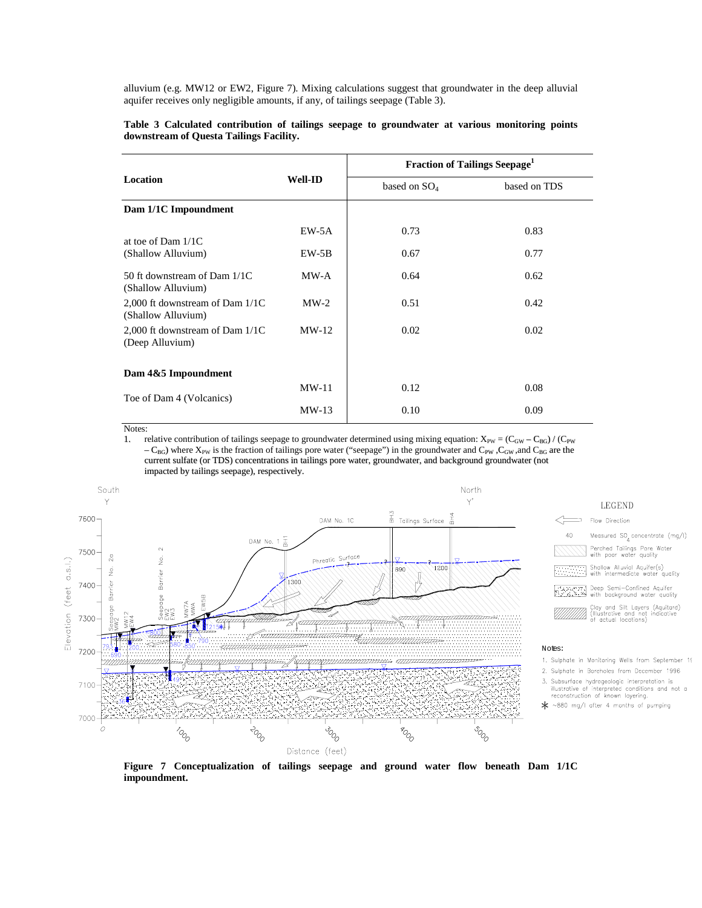alluvium (e.g. MW12 or EW2, Figure 7). Mixing calculations suggest that groundwater in the deep alluvial aquifer receives only negligible amounts, if any, of tailings seepage (Table 3).

**Table 3 Calculated contribution of tailings seepage to groundwater at various monitoring points downstream of Questa Tailings Facility.**

| Location | Well-ID | Fraction of Tailings Seepage[1] | |
|---|---|---|---|
| | | based on $SO_4$ | based on TDS |
| **Dam 1/1C Impoundment** | | | |
| at toe of Dam 1/1C (Shallow Alluvium) | EW-5A | 0.73 | 0.83 |
| | EW-5B | 0.67 | 0.77 |
| 50 ft downstream of Dam 1/1C (Shallow Alluvium) | MW-A | 0.64 | 0.62 |
| 2,000 ft downstream of Dam 1/1C (Shallow Alluvium) | MW-2 | 0.51 | 0.42 |
| 2,000 ft downstream of Dam 1/1C (Deep Alluvium) | MW-12 | 0.02 | 0.02 |
| **Dam 4&5 Impoundment** | | | |
| Toe of Dam 4 (Volcanics) | MW-11 | 0.12 | 0.08 |
| | MW-13 | 0.10 | 0.09 |

Notes:

1. relative contribution of tailings seepage to groundwater determined using mixing equation: $X_{PW} = (C_{GW} - C_{BG}) / (C_{PW} - C_{BG})$ where $X_{PW}$ is the fraction of tailings pore water ("seepage") in the groundwater and $C_{PW}$, $C_{GW}$, and $C_{BG}$ are the current sulfate (or TDS) concentrations in tailings pore water, groundwater, and background groundwater (not impacted by tailings seepage), respectively.

**Figure 7 Conceptualization of tailings seepage and ground water flow beneath Dam 1/1C impoundment.**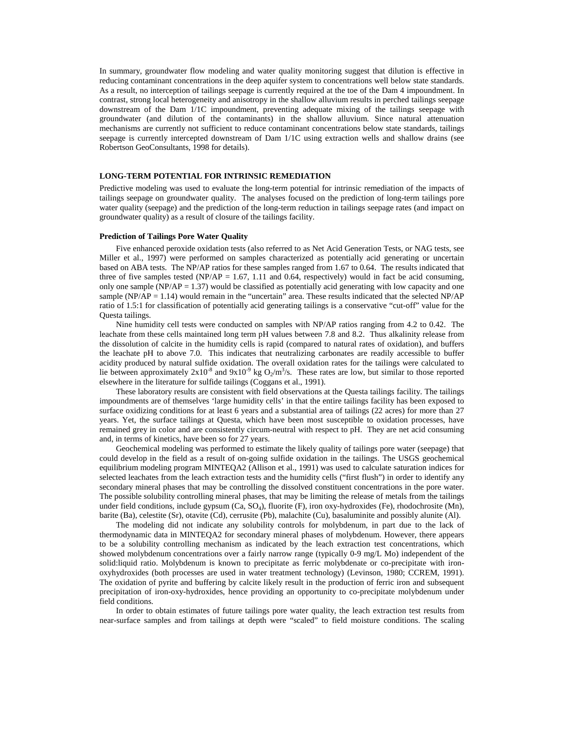In summary, groundwater flow modeling and water quality monitoring suggest that dilution is effective in reducing contaminant concentrations in the deep aquifer system to concentrations well below state standards. As a result, no interception of tailings seepage is currently required at the toe of the Dam 4 impoundment. In contrast, strong local heterogeneity and anisotropy in the shallow alluvium results in perched tailings seepage downstream of the Dam 1/1C impoundment, preventing adequate mixing of the tailings seepage with groundwater (and dilution of the contaminants) in the shallow alluvium. Since natural attenuation mechanisms are currently not sufficient to reduce contaminant concentrations below state standards, tailings seepage is currently intercepted downstream of Dam 1/1C using extraction wells and shallow drains (see Robertson GeoConsultants, 1998 for details).

## LONG-TERM POTENTIAL FOR INTRINSIC REMEDIATION

Predictive modeling was used to evaluate the long-term potential for intrinsic remediation of the impacts of tailings seepage on groundwater quality. The analyses focused on the prediction of long-term tailings pore water quality (seepage) and the prediction of the long-term reduction in tailings seepage rates (and impact on groundwater quality) as a result of closure of the tailings facility.

### Prediction of Tailings Pore Water Quality

Five enhanced peroxide oxidation tests (also referred to as Net Acid Generation Tests, or NAG tests, see Miller et al., 1997) were performed on samples characterized as potentially acid generating or uncertain based on ABA tests. The NP/AP ratios for these samples ranged from 1.67 to 0.64. The results indicated that three of five samples tested (NP/AP = 1.67, 1.11 and 0.64, respectively) would in fact be acid consuming, only one sample (NP/AP = 1.37) would be classified as potentially acid generating with low capacity and one sample (NP/AP = 1.14) would remain in the "uncertain" area. These results indicated that the selected NP/AP ratio of 1.5:1 for classification of potentially acid generating tailings is a conservative "cut-off" value for the Questa tailings.

Nine humidity cell tests were conducted on samples with NP/AP ratios ranging from 4.2 to 0.42. The leachate from these cells maintained long term pH values between 7.8 and 8.2. Thus alkalinity release from the dissolution of calcite in the humidity cells is rapid (compared to natural rates of oxidation), and buffers the leachate pH to above 7.0. This indicates that neutralizing carbonates are readily accessible to buffer acidity produced by natural sulfide oxidation. The overall oxidation rates for the tailings were calculated to lie between approximately $2x10^{-8}$ and $9x10^{-9}$ kg $O_2/m^3/s$. These rates are low, but similar to those reported elsewhere in the literature for sulfide tailings (Coggans et al., 1991).

These laboratory results are consistent with field observations at the Questa tailings facility. The tailings impoundments are of themselves 'large humidity cells' in that the entire tailings facility has been exposed to surface oxidizing conditions for at least 6 years and a substantial area of tailings (22 acres) for more than 27 years. Yet, the surface tailings at Questa, which have been most susceptible to oxidation processes, have remained grey in color and are consistently circum-neutral with respect to pH. They are net acid consuming and, in terms of kinetics, have been so for 27 years.

Geochemical modeling was performed to estimate the likely quality of tailings pore water (seepage) that could develop in the field as a result of on-going sulfide oxidation in the tailings. The USGS geochemical equilibrium modeling program MINTEQA2 (Allison et al., 1991) was used to calculate saturation indices for selected leachates from the leach extraction tests and the humidity cells ("first flush") in order to identify any secondary mineral phases that may be controlling the dissolved constituent concentrations in the pore water. The possible solubility controlling mineral phases, that may be limiting the release of metals from the tailings under field conditions, include gypsum (Ca, $SO_4$), fluorite (F), iron oxy-hydroxides (Fe), rhodochrosite (Mn), barite (Ba), celestite (Sr), otavite (Cd), cerrusite (Pb), malachite (Cu), basaluminite and possibly alunite (Al).

The modeling did not indicate any solubility controls for molybdenum, in part due to the lack of thermodynamic data in MINTEQA2 for secondary mineral phases of molybdenum. However, there appears to be a solubility controlling mechanism as indicated by the leach extraction test concentrations, which showed molybdenum concentrations over a fairly narrow range (typically 0-9 mg/L Mo) independent of the solid:liquid ratio. Molybdenum is known to precipitate as ferric molybdenate or co-precipitate with iron-oxyhydroxides (both processes are used in water treatment technology) (Levinson, 1980; CCREM, 1991). The oxidation of pyrite and buffering by calcite likely result in the production of ferric iron and subsequent precipitation of iron-oxy-hydroxides, hence providing an opportunity to co-precipitate molybdenum under field conditions.

In order to obtain estimates of future tailings pore water quality, the leach extraction test results from near-surface samples and from tailings at depth were "scaled" to field moisture conditions. The scaling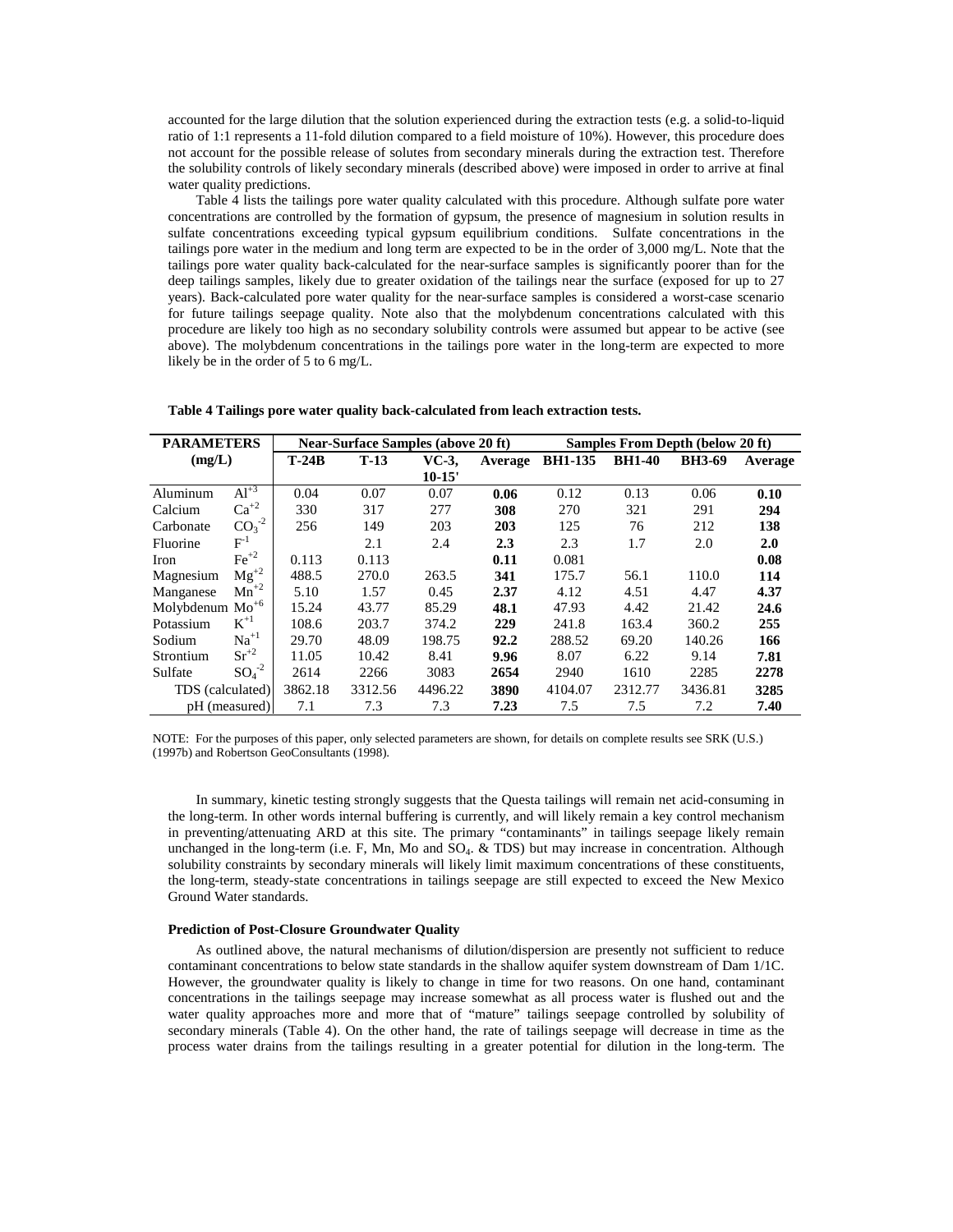accounted for the large dilution that the solution experienced during the extraction tests (e.g. a solid-to-liquid ratio of 1:1 represents a 11-fold dilution compared to a field moisture of 10%). However, this procedure does not account for the possible release of solutes from secondary minerals during the extraction test. Therefore the solubility controls of likely secondary minerals (described above) were imposed in order to arrive at final water quality predictions.

Table 4 lists the tailings pore water quality calculated with this procedure. Although sulfate pore water concentrations are controlled by the formation of gypsum, the presence of magnesium in solution results in sulfate concentrations exceeding typical gypsum equilibrium conditions. Sulfate concentrations in the tailings pore water in the medium and long term are expected to be in the order of 3,000 mg/L. Note that the tailings pore water quality back-calculated for the near-surface samples is significantly poorer than for the deep tailings samples, likely due to greater oxidation of the tailings near the surface (exposed for up to 27 years). Back-calculated pore water quality for the near-surface samples is considered a worst-case scenario for future tailings seepage quality. Note also that the molybdenum concentrations calculated with this procedure are likely too high as no secondary solubility controls were assumed but appear to be active (see above). The molybdenum concentrations in the tailings pore water in the long-term are expected to more likely be in the order of 5 to 6 mg/L.

**Table 4 Tailings pore water quality back-calculated from leach extraction tests.**

| PARAMETERS (mg/L) | | Near-Surface Samples (above 20 ft) | | | | Samples From Depth (below 20 ft) | | | |
|---|---|---|---|---|---|---|---|---|---|
| | | T-24B | T-13 | VC-3, 10-15' | Average | BH1-135 | BH1-40 | BH3-69 | Average |
| Aluminum | $Al^{+3}$ | 0.04 | 0.07 | 0.07 | **0.06** | 0.12 | 0.13 | 0.06 | **0.10** |
| Calcium | $Ca^{+2}$ | 330 | 317 | 277 | **308** | 270 | 321 | 291 | **294** |
| Carbonate | $CO_3^{-2}$ | 256 | 149 | 203 | **203** | 125 | 76 | 212 | **138** |
| Fluorine | $F^{-1}$ | | 2.1 | 2.4 | **2.3** | 2.3 | 1.7 | 2.0 | **2.0** |
| Iron | $Fe^{+2}$ | 0.113 | 0.113 | | **0.11** | 0.081 | | | **0.08** |
| Magnesium | $Mg^{+2}$ | 488.5 | 270.0 | 263.5 | **341** | 175.7 | 56.1 | 110.0 | **114** |
| Manganese | $Mn^{+2}$ | 5.10 | 1.57 | 0.45 | **2.37** | 4.12 | 4.51 | 4.47 | **4.37** |
| Molybdenum | $Mo^{+6}$ | 15.24 | 43.77 | 85.29 | **48.1** | 47.93 | 4.42 | 21.42 | **24.6** |
| Potassium | $K^{+1}$ | 108.6 | 203.7 | 374.2 | **229** | 241.8 | 163.4 | 360.2 | **255** |
| Sodium | $Na^{+1}$ | 29.70 | 48.09 | 198.75 | **92.2** | 288.52 | 69.20 | 140.26 | **166** |
| Strontium | $Sr^{+2}$ | 11.05 | 10.42 | 8.41 | **9.96** | 8.07 | 6.22 | 9.14 | **7.81** |
| Sulfate | $SO_4^{-2}$ | 2614 | 2266 | 3083 | **2654** | 2940 | 1610 | 2285 | **2278** |
| TDS (calculated) | | 3862.18 | 3312.56 | 4496.22 | **3890** | 4104.07 | 2312.77 | 3436.81 | **3285** |
| pH (measured) | | 7.1 | 7.3 | 7.3 | **7.23** | 7.5 | 7.5 | 7.2 | **7.40** |

NOTE: For the purposes of this paper, only selected parameters are shown, for details on complete results see SRK (U.S.) (1997b) and Robertson GeoConsultants (1998).

In summary, kinetic testing strongly suggests that the Questa tailings will remain net acid-consuming in the long-term. In other words internal buffering is currently, and will likely remain a key control mechanism in preventing/attenuating ARD at this site. The primary "contaminants" in tailings seepage likely remain unchanged in the long-term (i.e. F, Mn, Mo and $SO_4$. & TDS) but may increase in concentration. Although solubility constraints by secondary minerals will likely limit maximum concentrations of these constituents, the long-term, steady-state concentrations in tailings seepage are still expected to exceed the New Mexico Ground Water standards.

#### Prediction of Post-Closure Groundwater Quality

As outlined above, the natural mechanisms of dilution/dispersion are presently not sufficient to reduce contaminant concentrations to below state standards in the shallow aquifer system downstream of Dam 1/1C. However, the groundwater quality is likely to change in time for two reasons. On one hand, contaminant concentrations in the tailings seepage may increase somewhat as all process water is flushed out and the water quality approaches more and more that of "mature" tailings seepage controlled by solubility of secondary minerals (Table 4). On the other hand, the rate of tailings seepage will decrease in time as the process water drains from the tailings resulting in a greater potential for dilution in the long-term. The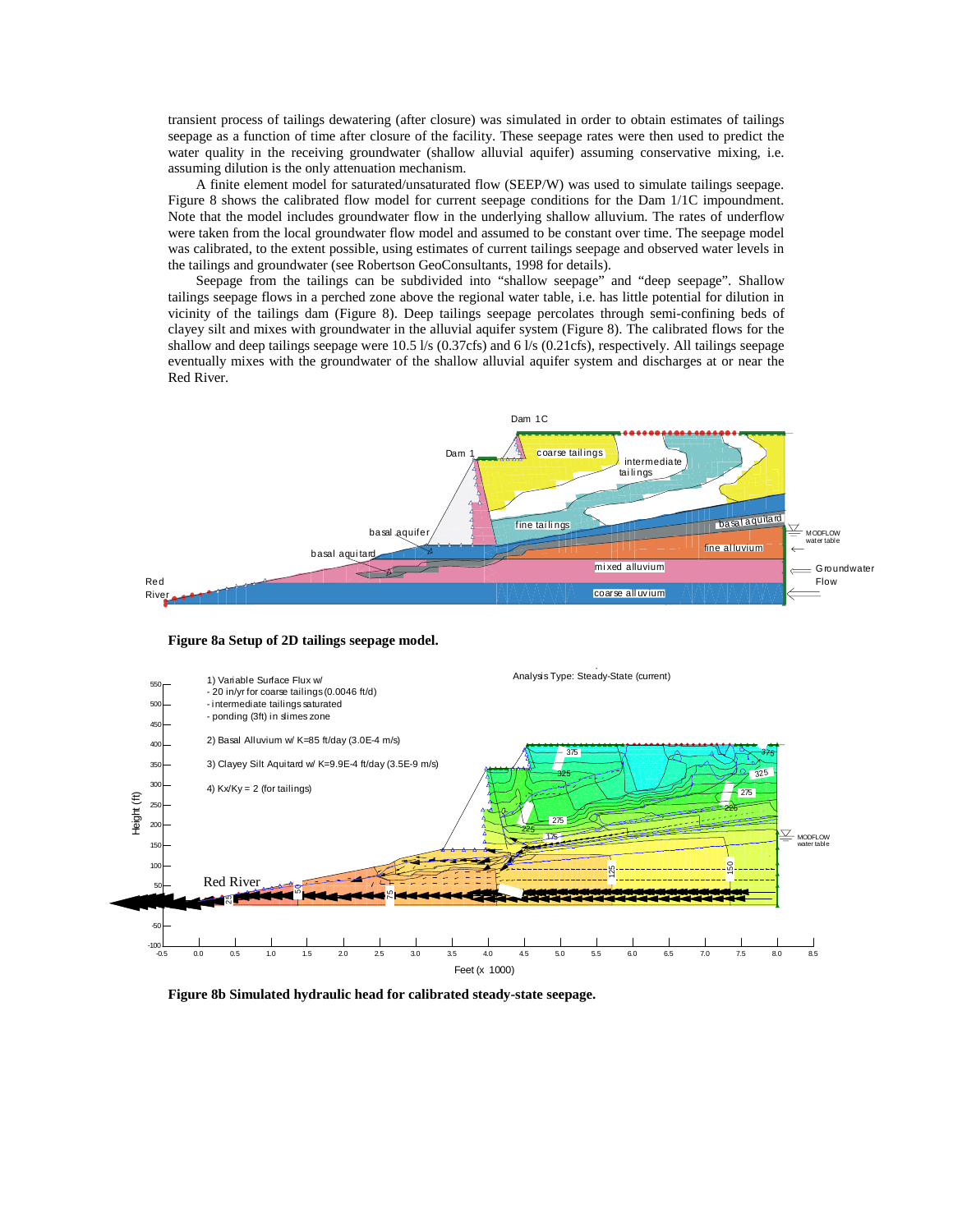transient process of tailings dewatering (after closure) was simulated in order to obtain estimates of tailings seepage as a function of time after closure of the facility. These seepage rates were then used to predict the water quality in the receiving groundwater (shallow alluvial aquifer) assuming conservative mixing, i.e. assuming dilution is the only attenuation mechanism.

A finite element model for saturated/unsaturated flow (SEEP/W) was used to simulate tailings seepage. Figure 8 shows the calibrated flow model for current seepage conditions for the Dam 1/1C impoundment. Note that the model includes groundwater flow in the underlying shallow alluvium. The rates of underflow were taken from the local groundwater flow model and assumed to be constant over time. The seepage model was calibrated, to the extent possible, using estimates of current tailings seepage and observed water levels in the tailings and groundwater (see Robertson GeoConsultants, 1998 for details).

Seepage from the tailings can be subdivided into "shallow seepage" and "deep seepage". Shallow tailings seepage flows in a perched zone above the regional water table, i.e. has little potential for dilution in vicinity of the tailings dam (Figure 8). Deep tailings seepage percolates through semi-confining beds of clayey silt and mixes with groundwater in the alluvial aquifer system (Figure 8). The calibrated flows for the shallow and deep tailings seepage were 10.5 l/s (0.37cfs) and 6 l/s (0.21cfs), respectively. All tailings seepage eventually mixes with the groundwater of the shallow alluvial aquifer system and discharges at or near the Red River.

**Figure 8a Setup of 2D tailings seepage model.**

**Figure 8b Simulated hydraulic head for calibrated steady-state seepage.**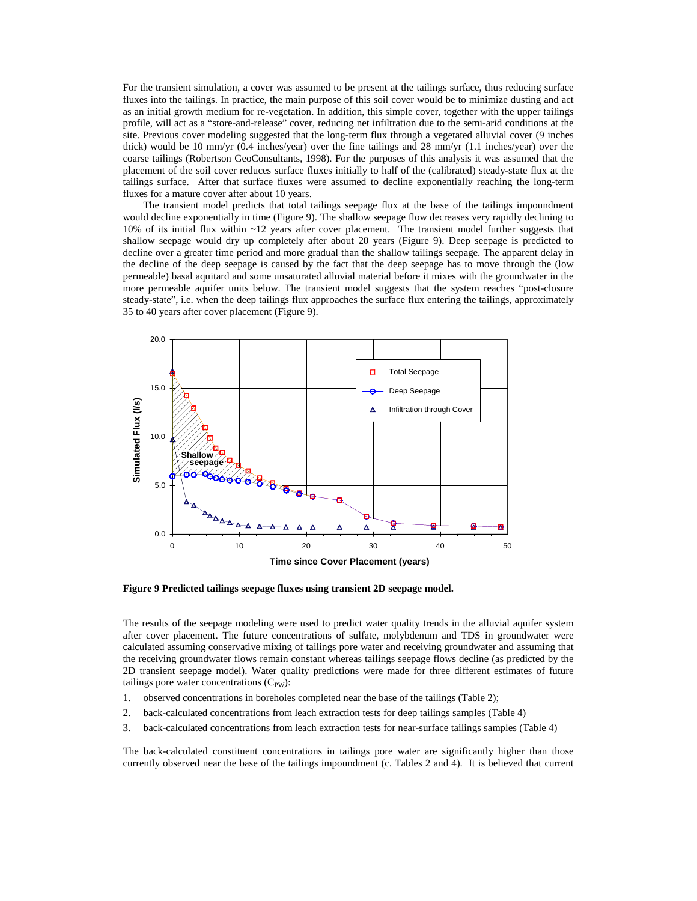For the transient simulation, a cover was assumed to be present at the tailings surface, thus reducing surface fluxes into the tailings. In practice, the main purpose of this soil cover would be to minimize dusting and act as an initial growth medium for re-vegetation. In addition, this simple cover, together with the upper tailings profile, will act as a "store-and-release" cover, reducing net infiltration due to the semi-arid conditions at the site. Previous cover modeling suggested that the long-term flux through a vegetated alluvial cover (9 inches thick) would be 10 mm/yr (0.4 inches/year) over the fine tailings and 28 mm/yr (1.1 inches/year) over the coarse tailings (Robertson GeoConsultants, 1998). For the purposes of this analysis it was assumed that the placement of the soil cover reduces surface fluxes initially to half of the (calibrated) steady-state flux at the tailings surface. After that surface fluxes were assumed to decline exponentially reaching the long-term fluxes for a mature cover after about 10 years.

The transient model predicts that total tailings seepage flux at the base of the tailings impoundment would decline exponentially in time (Figure 9). The shallow seepage flow decreases very rapidly declining to 10% of its initial flux within ~12 years after cover placement. The transient model further suggests that shallow seepage would dry up completely after about 20 years (Figure 9). Deep seepage is predicted to decline over a greater time period and more gradual than the shallow tailings seepage. The apparent delay in the decline of the deep seepage is caused by the fact that the deep seepage has to move through the (low permeable) basal aquitard and some unsaturated alluvial material before it mixes with the groundwater in the more permeable aquifer units below. The transient model suggests that the system reaches "post-closure steady-state", i.e. when the deep tailings flux approaches the surface flux entering the tailings, approximately 35 to 40 years after cover placement (Figure 9).

**Figure 9 Predicted tailings seepage fluxes using transient 2D seepage model.**

The results of the seepage modeling were used to predict water quality trends in the alluvial aquifer system after cover placement. The future concentrations of sulfate, molybdenum and TDS in groundwater were calculated assuming conservative mixing of tailings pore water and receiving groundwater and assuming that the receiving groundwater flows remain constant whereas tailings seepage flows decline (as predicted by the 2D transient seepage model). Water quality predictions were made for three different estimates of future tailings pore water concentrations ($C_{PW}$):

1. observed concentrations in boreholes completed near the base of the tailings (Table 2);
2. back-calculated concentrations from leach extraction tests for deep tailings samples (Table 4)
3. back-calculated concentrations from leach extraction tests for near-surface tailings samples (Table 4)

The back-calculated constituent concentrations in tailings pore water are significantly higher than those currently observed near the base of the tailings impoundment (c. Tables 2 and 4). It is believed that current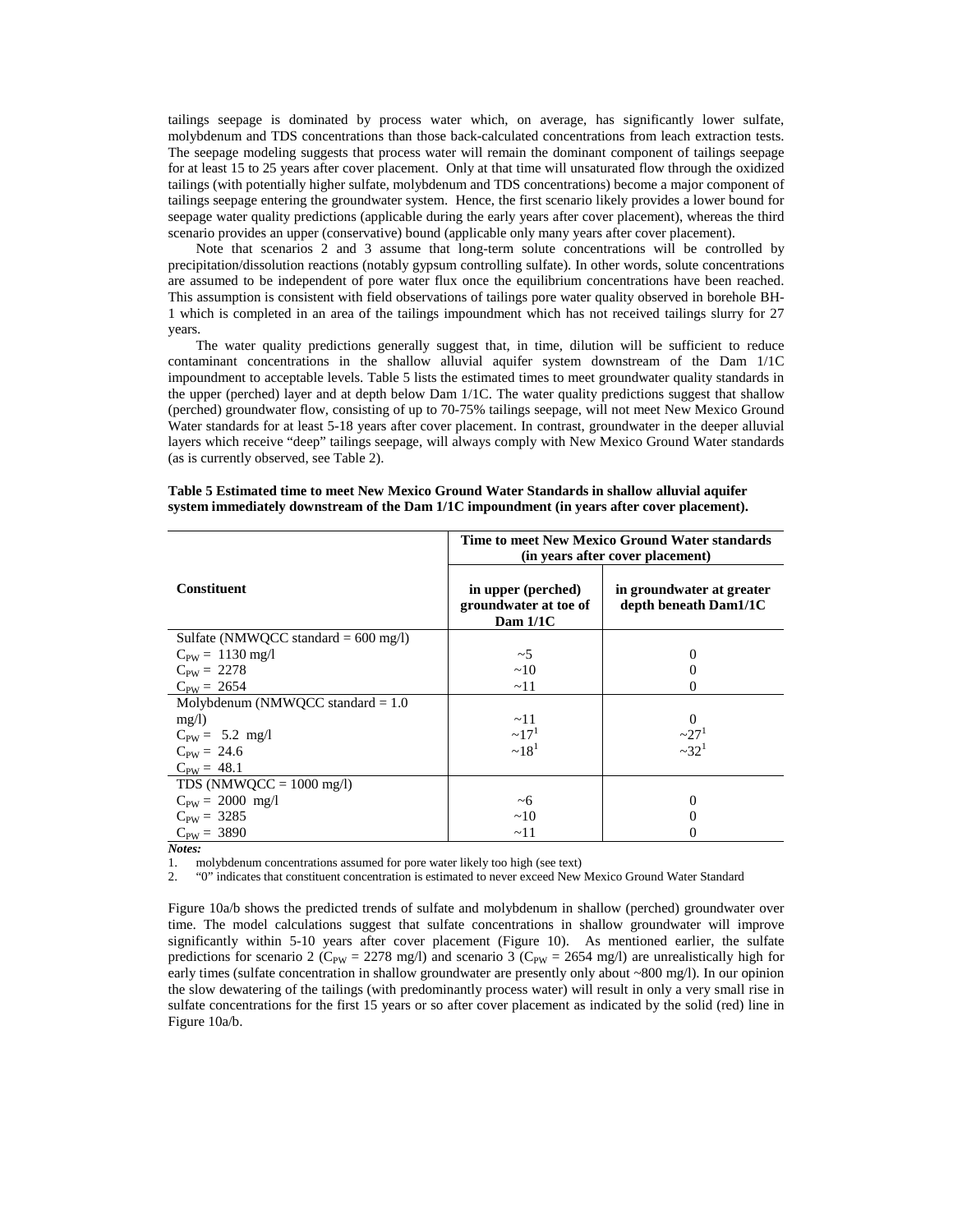tailings seepage is dominated by process water which, on average, has significantly lower sulfate, molybdenum and TDS concentrations than those back-calculated concentrations from leach extraction tests. The seepage modeling suggests that process water will remain the dominant component of tailings seepage for at least 15 to 25 years after cover placement. Only at that time will unsaturated flow through the oxidized tailings (with potentially higher sulfate, molybdenum and TDS concentrations) become a major component of tailings seepage entering the groundwater system. Hence, the first scenario likely provides a lower bound for seepage water quality predictions (applicable during the early years after cover placement), whereas the third scenario provides an upper (conservative) bound (applicable only many years after cover placement).

Note that scenarios 2 and 3 assume that long-term solute concentrations will be controlled by precipitation/dissolution reactions (notably gypsum controlling sulfate). In other words, solute concentrations are assumed to be independent of pore water flux once the equilibrium concentrations have been reached. This assumption is consistent with field observations of tailings pore water quality observed in borehole BH-1 which is completed in an area of the tailings impoundment which has not received tailings slurry for 27 years.

The water quality predictions generally suggest that, in time, dilution will be sufficient to reduce contaminant concentrations in the shallow alluvial aquifer system downstream of the Dam 1/1C impoundment to acceptable levels. Table 5 lists the estimated times to meet groundwater quality standards in the upper (perched) layer and at depth below Dam 1/1C. The water quality predictions suggest that shallow (perched) groundwater flow, consisting of up to 70-75% tailings seepage, will not meet New Mexico Ground Water standards for at least 5-18 years after cover placement. In contrast, groundwater in the deeper alluvial layers which receive "deep" tailings seepage, will always comply with New Mexico Ground Water standards (as is currently observed, see Table 2).

**Table 5 Estimated time to meet New Mexico Ground Water Standards in shallow alluvial aquifer system immediately downstream of the Dam 1/1C impoundment (in years after cover placement).**

| Constituent | Time to meet New Mexico Ground Water standards (in years after cover placement) | |
|---|---|---|
| | **in upper (perched) groundwater at toe of Dam 1/1C** | **in groundwater at greater depth beneath Dam1/1C** |
| Sulfate (NMWQCC standard = 600 mg/l) | | |
| $C_{PW}$ = 1130 mg/l | ~5 | 0 |
| $C_{PW}$ = 2278 | ~10 | 0 |
| $C_{PW}$ = 2654 | ~11 | 0 |
| Molybdenum (NMWQCC standard = 1.0 mg/l) | | |
| $C_{PW}$ = 5.2 mg/l | ~11 | 0 |
| $C_{PW}$ = 24.6 | ~17[1] | ~27[1] |
| $C_{PW}$ = 48.1 | ~18[1] | ~32[1] |
| TDS (NMWQCC = 1000 mg/l) | | |
| $C_{PW}$ = 2000 mg/l | ~6 | 0 |
| $C_{PW}$ = 3285 | ~10 | 0 |
| $C_{PW}$ = 3890 | ~11 | 0 |

***Notes:***

1. molybdenum concentrations assumed for pore water likely too high (see text)
2. "0" indicates that constituent concentration is estimated to never exceed New Mexico Ground Water Standard

Figure 10a/b shows the predicted trends of sulfate and molybdenum in shallow (perched) groundwater over time. The model calculations suggest that sulfate concentrations in shallow groundwater will improve significantly within 5-10 years after cover placement (Figure 10). As mentioned earlier, the sulfate predictions for scenario 2 ($C_{PW}$ = 2278 mg/l) and scenario 3 ($C_{PW}$ = 2654 mg/l) are unrealistically high for early times (sulfate concentration in shallow groundwater are presently only about ~800 mg/l). In our opinion the slow dewatering of the tailings (with predominantly process water) will result in only a very small rise in sulfate concentrations for the first 15 years or so after cover placement as indicated by the solid (red) line in Figure 10a/b.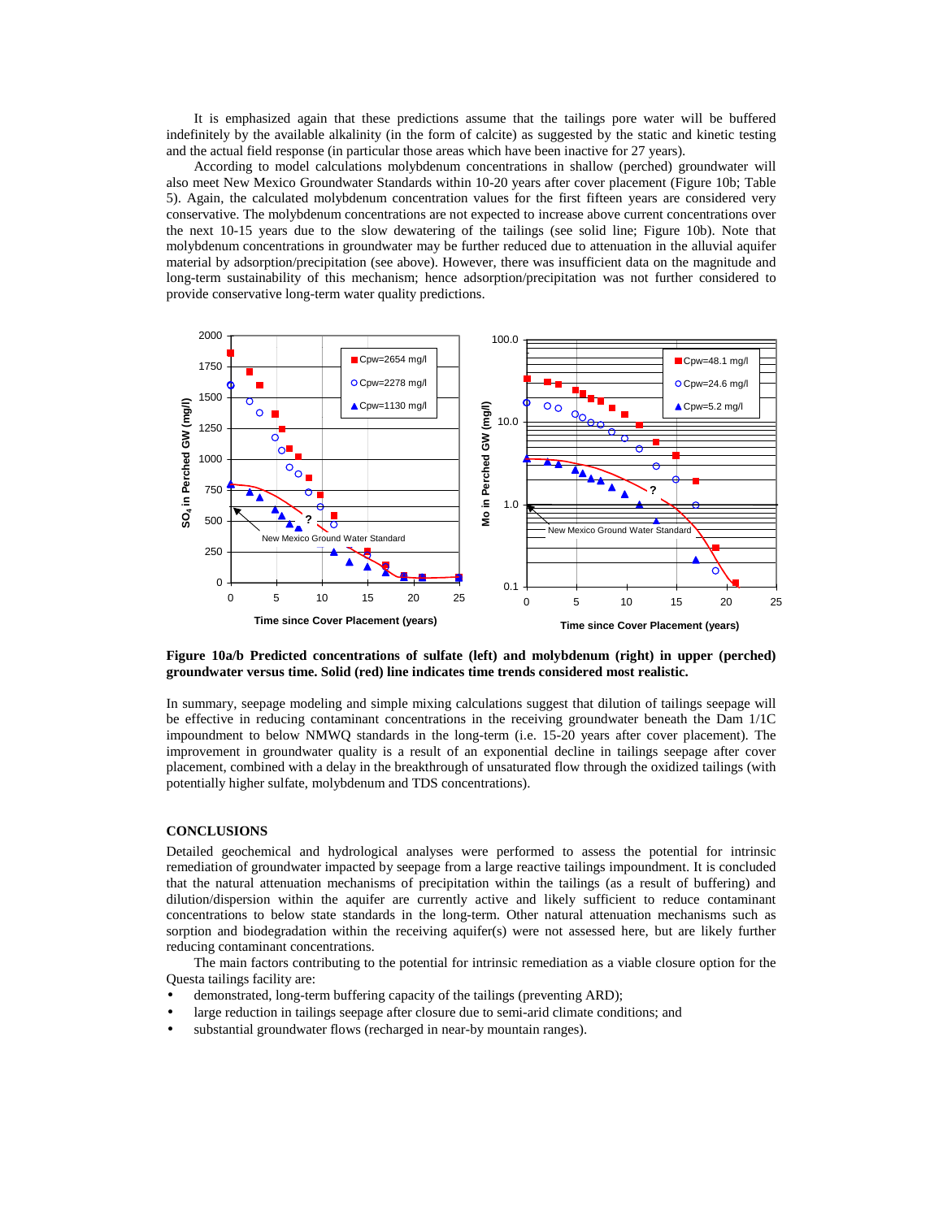It is emphasized again that these predictions assume that the tailings pore water will be buffered indefinitely by the available alkalinity (in the form of calcite) as suggested by the static and kinetic testing and the actual field response (in particular those areas which have been inactive for 27 years).

According to model calculations molybdenum concentrations in shallow (perched) groundwater will also meet New Mexico Groundwater Standards within 10-20 years after cover placement (Figure 10b; Table 5). Again, the calculated molybdenum concentration values for the first fifteen years are considered very conservative. The molybdenum concentrations are not expected to increase above current concentrations over the next 10-15 years due to the slow dewatering of the tailings (see solid line; Figure 10b). Note that molybdenum concentrations in groundwater may be further reduced due to attenuation in the alluvial aquifer material by adsorption/precipitation (see above). However, there was insufficient data on the magnitude and long-term sustainability of this mechanism; hence adsorption/precipitation was not further considered to provide conservative long-term water quality predictions.

**Figure 10a/b Predicted concentrations of sulfate (left) and molybdenum (right) in upper (perched) groundwater versus time. Solid (red) line indicates time trends considered most realistic.**

In summary, seepage modeling and simple mixing calculations suggest that dilution of tailings seepage will be effective in reducing contaminant concentrations in the receiving groundwater beneath the Dam 1/1C impoundment to below NMWQ standards in the long-term (i.e. 15-20 years after cover placement). The improvement in groundwater quality is a result of an exponential decline in tailings seepage after cover placement, combined with a delay in the breakthrough of unsaturated flow through the oxidized tailings (with potentially higher sulfate, molybdenum and TDS concentrations).

## CONCLUSIONS

Detailed geochemical and hydrological analyses were performed to assess the potential for intrinsic remediation of groundwater impacted by seepage from a large reactive tailings impoundment. It is concluded that the natural attenuation mechanisms of precipitation within the tailings (as a result of buffering) and dilution/dispersion within the aquifer are currently active and likely sufficient to reduce contaminant concentrations to below state standards in the long-term. Other natural attenuation mechanisms such as sorption and biodegradation within the receiving aquifer(s) were not assessed here, but are likely further reducing contaminant concentrations.

The main factors contributing to the potential for intrinsic remediation as a viable closure option for the Questa tailings facility are:

- demonstrated, long-term buffering capacity of the tailings (preventing ARD);
- large reduction in tailings seepage after closure due to semi-arid climate conditions; and
- substantial groundwater flows (recharged in near-by mountain ranges).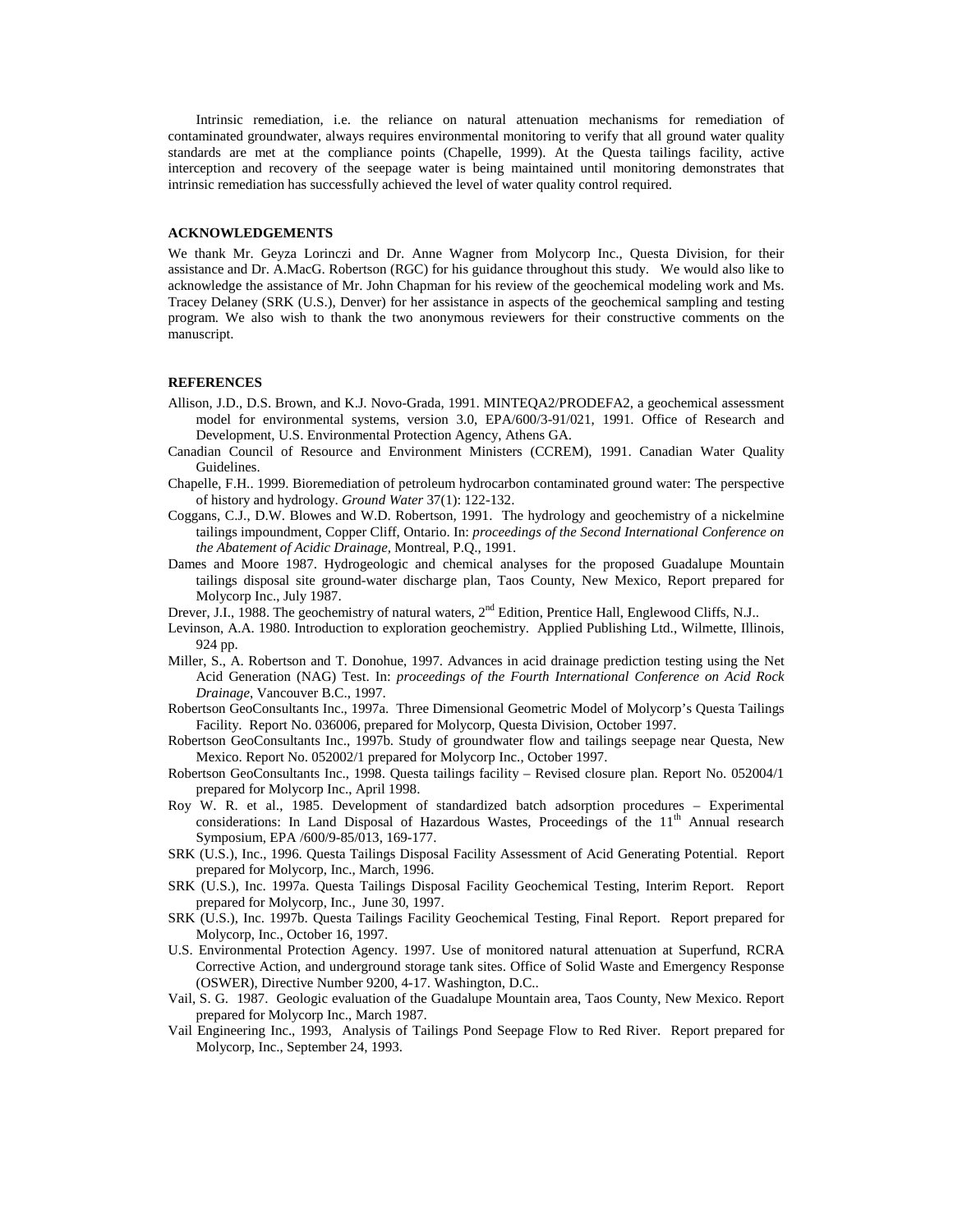Intrinsic remediation, i.e. the reliance on natural attenuation mechanisms for remediation of contaminated groundwater, always requires environmental monitoring to verify that all ground water quality standards are met at the compliance points (Chapelle, 1999). At the Questa tailings facility, active interception and recovery of the seepage water is being maintained until monitoring demonstrates that intrinsic remediation has successfully achieved the level of water quality control required.

## ACKNOWLEDGEMENTS

We thank Mr. Geyza Lorinczi and Dr. Anne Wagner from Molycorp Inc., Questa Division, for their assistance and Dr. A.MacG. Robertson (RGC) for his guidance throughout this study. We would also like to acknowledge the assistance of Mr. John Chapman for his review of the geochemical modeling work and Ms. Tracey Delaney (SRK (U.S.), Denver) for her assistance in aspects of the geochemical sampling and testing program. We also wish to thank the two anonymous reviewers for their constructive comments on the manuscript.

## REFERENCES

Allison, J.D., D.S. Brown, and K.J. Novo-Grada, 1991. MINTEQA2/PRODEFA2, a geochemical assessment model for environmental systems, version 3.0, EPA/600/3-91/021, 1991. Office of Research and Development, U.S. Environmental Protection Agency, Athens GA.

Canadian Council of Resource and Environment Ministers (CCREM), 1991. Canadian Water Quality Guidelines.

Chapelle, F.H.. 1999. Bioremediation of petroleum hydrocarbon contaminated ground water: The perspective of history and hydrology. *Ground Water* 37(1): 122-132.

Coggans, C.J., D.W. Blowes and W.D. Robertson, 1991. The hydrology and geochemistry of a nickelmine tailings impoundment, Copper Cliff, Ontario. In: *proceedings of the Second International Conference on the Abatement of Acidic Drainage,* Montreal, P.Q., 1991.

Dames and Moore 1987. Hydrogeologic and chemical analyses for the proposed Guadalupe Mountain tailings disposal site ground-water discharge plan, Taos County, New Mexico, Report prepared for Molycorp Inc., July 1987.

Drever, J.I., 1988. The geochemistry of natural waters, 2nd Edition, Prentice Hall, Englewood Cliffs, N.J..

Levinson, A.A. 1980. Introduction to exploration geochemistry. Applied Publishing Ltd., Wilmette, Illinois, 924 pp.

Miller, S., A. Robertson and T. Donohue, 1997. Advances in acid drainage prediction testing using the Net Acid Generation (NAG) Test. In: *proceedings of the Fourth International Conference on Acid Rock Drainage*, Vancouver B.C., 1997.

Robertson GeoConsultants Inc., 1997a. Three Dimensional Geometric Model of Molycorp's Questa Tailings Facility. Report No. 036006, prepared for Molycorp, Questa Division, October 1997.

Robertson GeoConsultants Inc., 1997b. Study of groundwater flow and tailings seepage near Questa, New Mexico. Report No. 052002/1 prepared for Molycorp Inc., October 1997.

Robertson GeoConsultants Inc., 1998. Questa tailings facility – Revised closure plan. Report No. 052004/1 prepared for Molycorp Inc., April 1998.

Roy W. R. et al., 1985. Development of standardized batch adsorption procedures – Experimental considerations: In Land Disposal of Hazardous Wastes, Proceedings of the 11th Annual research Symposium, EPA /600/9-85/013, 169-177.

SRK (U.S.), Inc., 1996. Questa Tailings Disposal Facility Assessment of Acid Generating Potential. Report prepared for Molycorp, Inc., March, 1996.

SRK (U.S.), Inc. 1997a. Questa Tailings Disposal Facility Geochemical Testing, Interim Report. Report prepared for Molycorp, Inc., June 30, 1997.

SRK (U.S.), Inc. 1997b. Questa Tailings Facility Geochemical Testing, Final Report. Report prepared for Molycorp, Inc., October 16, 1997.

U.S. Environmental Protection Agency. 1997. Use of monitored natural attenuation at Superfund, RCRA Corrective Action, and underground storage tank sites. Office of Solid Waste and Emergency Response (OSWER), Directive Number 9200, 4-17. Washington, D.C..

Vail, S. G. 1987. Geologic evaluation of the Guadalupe Mountain area, Taos County, New Mexico. Report prepared for Molycorp Inc., March 1987.

Vail Engineering Inc., 1993, Analysis of Tailings Pond Seepage Flow to Red River. Report prepared for Molycorp, Inc., September 24, 1993.